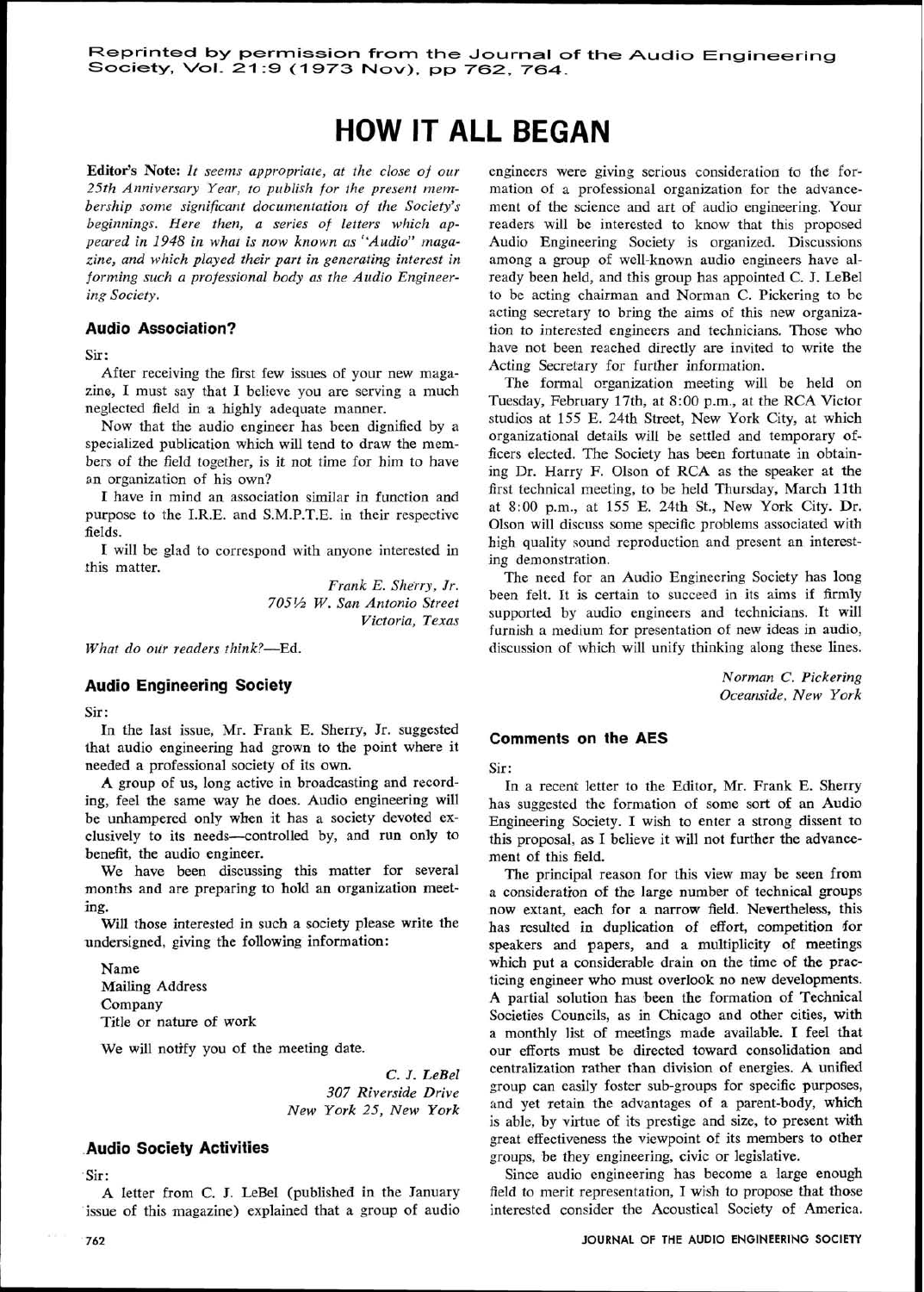Reprinted by permission from the Journal of the Audio Engineering Society, Vol. 21:9 (1973 Nov), pp 762, 764.

# HOW IT ALL BEGAN

**Editor's Note:** *It seems appropriate, at the close of our 25th Anniversary Year, to publish for the present membership some significant documentation of the Society's beginnings. Here then, a series of letters which appeared in 1948 in what is now known as "Audio" magazine, and which played their part in generating interest in forming such a professional body as the Audio Engineering Society.*

## Audio Association?

Sir:

After receiving the first few issues of your new magazine, I must say that I believe you are serving a much neglected field in a highly adequate manner.

Now that the audio engineer has been dignified by a specialized publication which will tend to draw the members of the field together, is it not time for him to have an organization of his own?

I have in mind an association similar in function and purpose to the I.R.E. and S.M.P.T.E. in their respective fields.

I will be glad to correspond with anyone interested in this matter.

*Frank E. Sherry, Jr.*
*705½ W. San Antonio Street*
*Victoria, Texas*

*What do our readers think?*—Ed.

## Audio Engineering Society

Sir:

In the last issue, Mr. Frank E. Sherry, Jr. suggested that audio engineering had grown to the point where it needed a professional society of its own.

A group of us, long active in broadcasting and recording, feel the same way he does. Audio engineering will be unhampered only when it has a society devoted exclusively to its needs—controlled by, and run only to benefit, the audio engineer.

We have been discussing this matter for several months and are preparing to hold an organization meeting.

Will those interested in such a society please write the undersigned, giving the following information:

Name
Mailing Address
Company
Title or nature of work

We will notify you of the meeting date.

*C. J. LeBel*
*307 Riverside Drive*
*New York 25, New York*

## Audio Society Activities

Sir:

A letter from C. J. LeBel (published in the January issue of this magazine) explained that a group of audio engineers were giving serious consideration to the formation of a professional organization for the advancement of the science and art of audio engineering. Your readers will be interested to know that this proposed Audio Engineering Society is organized. Discussions among a group of well-known audio engineers have already been held, and this group has appointed C. J. LeBel to be acting chairman and Norman C. Pickering to be acting secretary to bring the aims of this new organization to interested engineers and technicians. Those who have not been reached directly are invited to write the Acting Secretary for further information.

The formal organization meeting will be held on Tuesday, February 17th, at 8:00 p.m., at the RCA Victor studios at 155 E. 24th Street, New York City, at which organizational details will be settled and temporary officers elected. The Society has been fortunate in obtaining Dr. Harry F. Olson of RCA as the speaker at the first technical meeting, to be held Thursday, March 11th at 8:00 p.m., at 155 E. 24th St., New York City. Dr. Olson will discuss some specific problems associated with high quality sound reproduction and present an interesting demonstration.

The need for an Audio Engineering Society has long been felt. It is certain to succeed in its aims if firmly supported by audio engineers and technicians. It will furnish a medium for presentation of new ideas in audio, discussion of which will unify thinking along these lines.

*Norman C. Pickering*
*Oceanside, New York*

## Comments on the AES

Sir:

In a recent letter to the Editor, Mr. Frank E. Sherry has suggested the formation of some sort of an Audio Engineering Society. I wish to enter a strong dissent to this proposal, as I believe it will not further the advancement of this field.

The principal reason for this view may be seen from a consideration of the large number of technical groups now extant, each for a narrow field. Nevertheless, this has resulted in duplication of effort, competition for speakers and papers, and a multiplicity of meetings which put a considerable drain on the time of the practicing engineer who must overlook no new developments. A partial solution has been the formation of Technical Societies Councils, as in Chicago and other cities, with a monthly list of meetings made available. I feel that our efforts must be directed toward consolidation and centralization rather than division of energies. A unified group can easily foster sub-groups for specific purposes, and yet retain the advantages of a parent-body, which is able, by virtue of its prestige and size, to present with great effectiveness the viewpoint of its members to other groups, be they engineering, civic or legislative.

Since audio engineering has become a large enough field to merit representation, I wish to propose that those interested consider the Acoustical Society of America.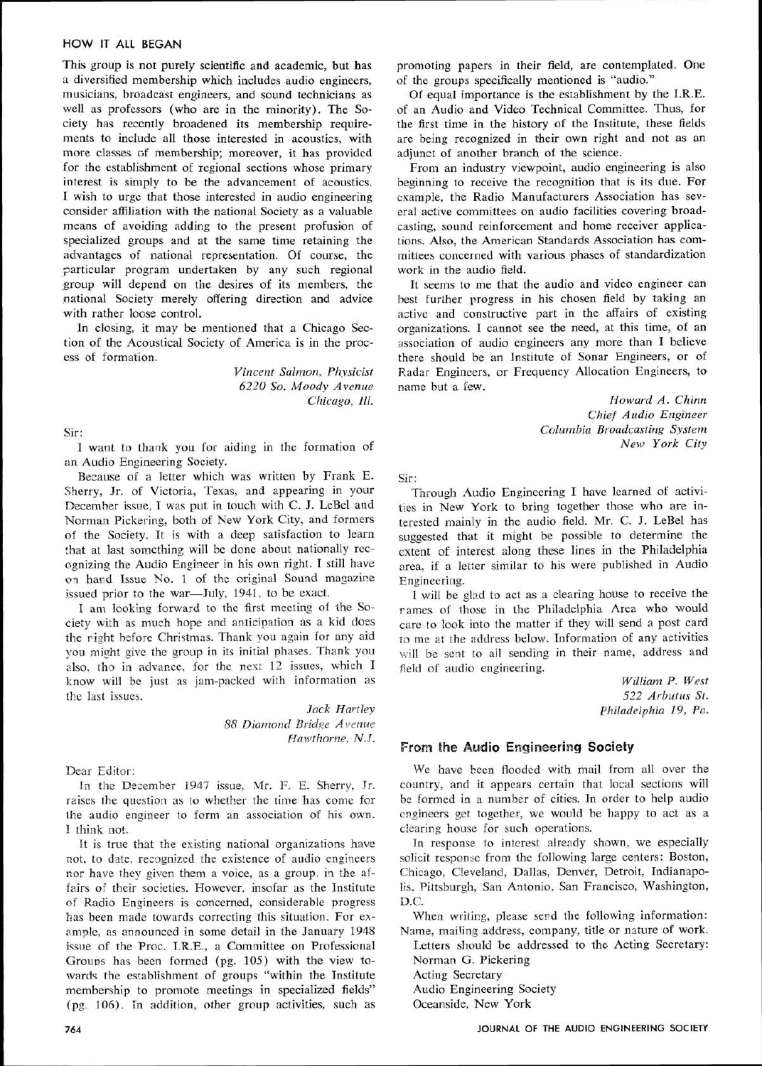## HOW IT ALL BEGAN

This group is not purely scientific and academic, but has a diversified membership which includes audio engineers, musicians, broadcast engineers, and sound technicians as well as professors (who are in the minority). The Society has recently broadened its membership requirements to include all those interested in acoustics, with more classes of membership; moreover, it has provided for the establishment of regional sections whose primary interest is simply to be the advancement of acoustics. I wish to urge that those interested in audio engineering consider affiliation with the national Society as a valuable means of avoiding adding to the present profusion of specialized groups and at the same time retaining the advantages of national representation. Of course, the particular program undertaken by any such regional group will depend on the desires of its members, the national Society merely offering direction and advice with rather loose control.

In closing, it may be mentioned that a Chicago Section of the Acoustical Society of America is in the process of formation.

*Vincent Salmon, Physicist*
*6220 So. Moody Avenue*
*Chicago, Ill.*

Sir:

I want to thank you for aiding in the formation of an Audio Engineering Society.

Because of a letter which was written by Frank E. Sherry, Jr. of Victoria, Texas, and appearing in your December issue, I was put in touch with C. J. LeBel and Norman Pickering, both of New York City, and formers of the Society. It is with a deep satisfaction to learn that at last something will be done about nationally recognizing the Audio Engineer in his own right. I still have on hand Issue No. 1 of the original Sound magazine issued prior to the war—July, 1941, to be exact.

I am looking forward to the first meeting of the Society with as much hope and anticipation as a kid does the right before Christmas. Thank you again for any aid you might give the group in its initial phases. Thank you also, tho in advance, for the next 12 issues, which I know will be just as jam-packed with information as the last issues.

*Jack Hartley*
*88 Diamond Bridge Avenue*
*Hawthorne, N.J.*

Dear Editor:

In the December 1947 issue, Mr. F. E. Sherry, Jr. raises the question as to whether the time has come for the audio engineer to form an association of his own. I think not.

It is true that the existing national organizations have not, to date, recognized the existence of audio engineers nor have they given them a voice, as a group, in the affairs of their societies. However, insofar as the Institute of Radio Engineers is concerned, considerable progress has been made towards correcting this situation. For example, as announced in some detail in the January 1948 issue of the Proc. I.R.E., a Committee on Professional Groups has been formed (pg. 105) with the view towards the establishment of groups "within the Institute membership to promote meetings in specialized fields" (pg. 106). In addition, other group activities, such as promoting papers in their field, are contemplated. One of the groups specifically mentioned is "audio."

Of equal importance is the establishment by the I.R.E. of an Audio and Video Technical Committee. Thus, for the first time in the history of the Institute, these fields are being recognized in their own right and not as an adjunct of another branch of the science.

From an industry viewpoint, audio engineering is also beginning to receive the recognition that is its due. For example, the Radio Manufacturers Association has several active committees on audio facilities covering broadcasting, sound reinforcement and home receiver applications. Also, the American Standards Association has committees concerned with various phases of standardization work in the audio field.

It seems to me that the audio and video engineer can best further progress in his chosen field by taking an active and constructive part in the affairs of existing organizations. I cannot see the need, at this time, of an association of audio engineers any more than I believe there should be an Institute of Sonar Engineers, or of Radar Engineers, or Frequency Allocation Engineers, to name but a few.

*Howard A. Chinn*
*Chief Audio Engineer*
*Columbia Broadcasting System*
*New York City*

Sir:

Through Audio Engineering I have learned of activities in New York to bring together those who are interested mainly in the audio field. Mr. C. J. LeBel has suggested that it might be possible to determine the extent of interest along these lines in the Philadelphia area, if a letter similar to his were published in Audio Engineering.

I will be glad to act as a clearing house to receive the names of those in the Philadelphia Area who would care to look into the matter if they will send a post card to me at the address below. Information of any activities will be sent to all sending in their name, address and field of audio engineering.

*William P. West*
*522 Arbutus St.*
*Philadelphia 19, Pa.*

### From the Audio Engineering Society

We have been flooded with mail from all over the country, and it appears certain that local sections will be formed in a number of cities. In order to help audio engineers get together, we would be happy to act as a clearing house for such operations.

In response to interest already shown, we especially solicit response from the following large centers: Boston, Chicago, Cleveland, Dallas, Denver, Detroit, Indianapolis, Pittsburgh, San Antonio, San Francisco, Washington, D.C.

When writing, please send the following information: Name, mailing address, company, title or nature of work.

Letters should be addressed to the Acting Secretary:
Norman G. Pickering
Acting Secretary
Audio Engineering Society
Oceanside, New York